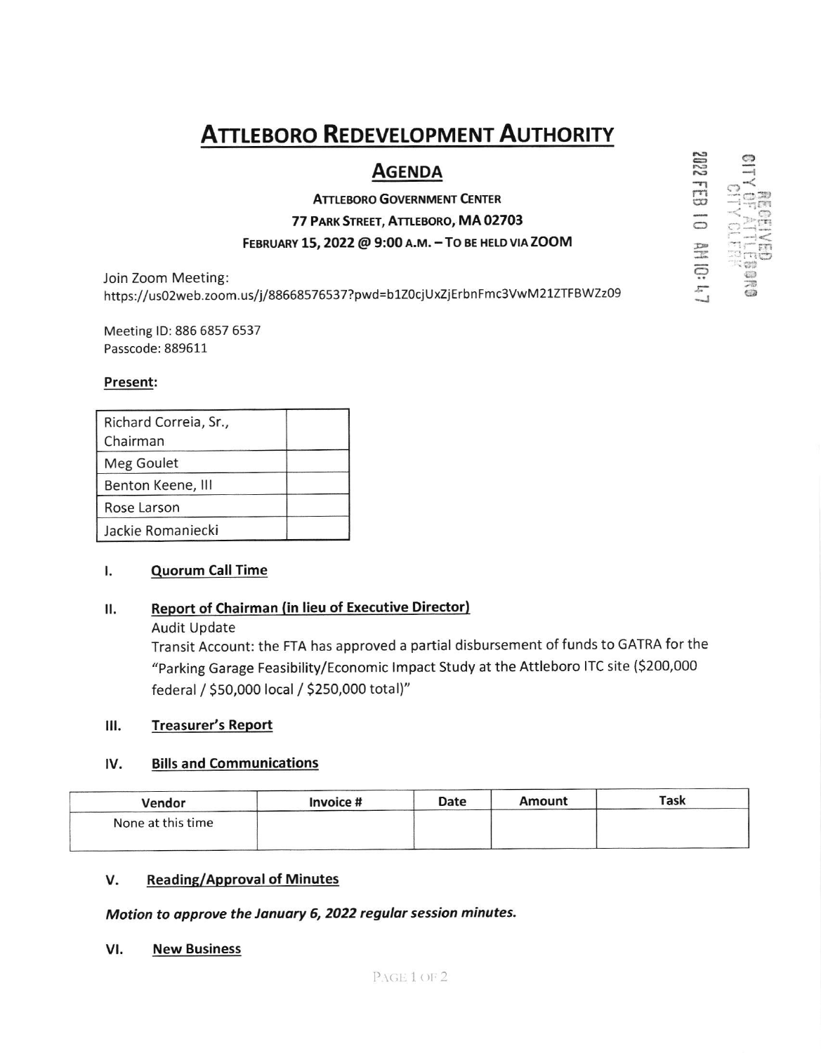# ATTLEBORO REDEVELOPMENT AUTHORITY

## AGENDA

**ATTLEBORO GOVERNMENT CENTER**
**77 PARK STREET, ATTLEBORO, MA 02703**
**FEBRUARY 15, 2022 @ 9:00 A.M. – TO BE HELD VIA ZOOM**

RECEIVED
CITY OF ATTLEBORO
CITY CLERK
2022 FEB 10 AM 10:47

Join Zoom Meeting:
https://us02web.zoom.us/j/88668576537?pwd=b1Z0cjUxZjErbnFmc3VwM21ZTFBWZz09

Meeting ID: 886 6857 6537
Passcode: 889611

**Present:**

| | |
|---|---|
| Richard Correia, Sr., Chairman | |
| Meg Goulet | |
| Benton Keene, III | |
| Rose Larson | |
| Jackie Romaniecki | |

## I. Quorum Call Time

## II. Report of Chairman (in lieu of Executive Director)

Audit Update

Transit Account: the FTA has approved a partial disbursement of funds to GATRA for the "Parking Garage Feasibility/Economic Impact Study at the Attleboro ITC site ($200,000 federal / $50,000 local / $250,000 total)"

## III. Treasurer's Report

## IV. Bills and Communications

| Vendor | Invoice # | Date | Amount | Task |
|---|---|---|---|---|
| None at this time | | | | |

## V. Reading/Approval of Minutes

***Motion to approve the January 6, 2022 regular session minutes.***

## VI. New Business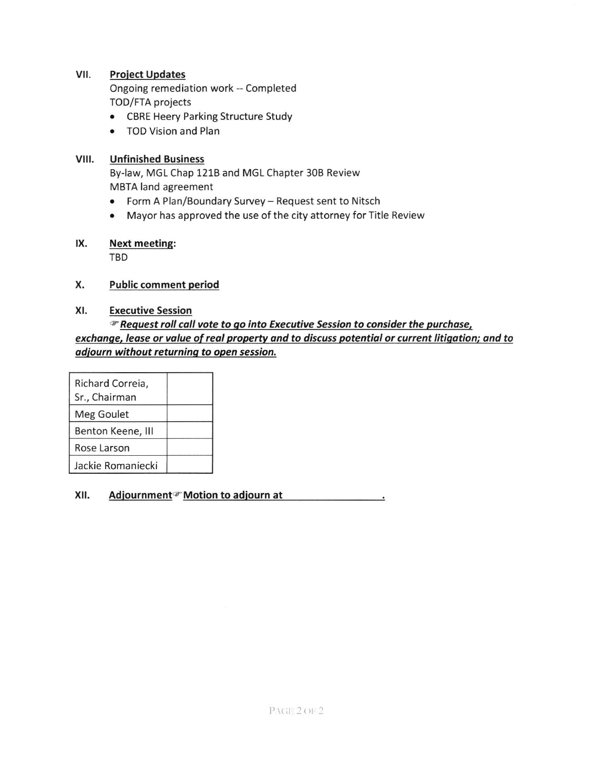## VII. Project Updates

Ongoing remediation work -- Completed

TOD/FTA projects

- CBRE Heery Parking Structure Study
- TOD Vision and Plan

## VIII. Unfinished Business

By-law, MGL Chap 121B and MGL Chapter 30B Review

MBTA land agreement

- Form A Plan/Boundary Survey – Request sent to Nitsch
- Mayor has approved the use of the city attorney for Title Review

## IX. Next meeting:

TBD

## X. Public comment period

## XI. Executive Session

☞ ***Request roll call vote to go into Executive Session to consider the purchase, exchange, lease or value of real property and to discuss potential or current litigation; and to adjourn without returning to open session.***

| | |
|---|---|
| Richard Correia, Sr., Chairman | |
| Meg Goulet | |
| Benton Keene, III | |
| Rose Larson | |
| Jackie Romaniecki | |

## XII. Adjournment☞ Motion to adjourn at ________________.